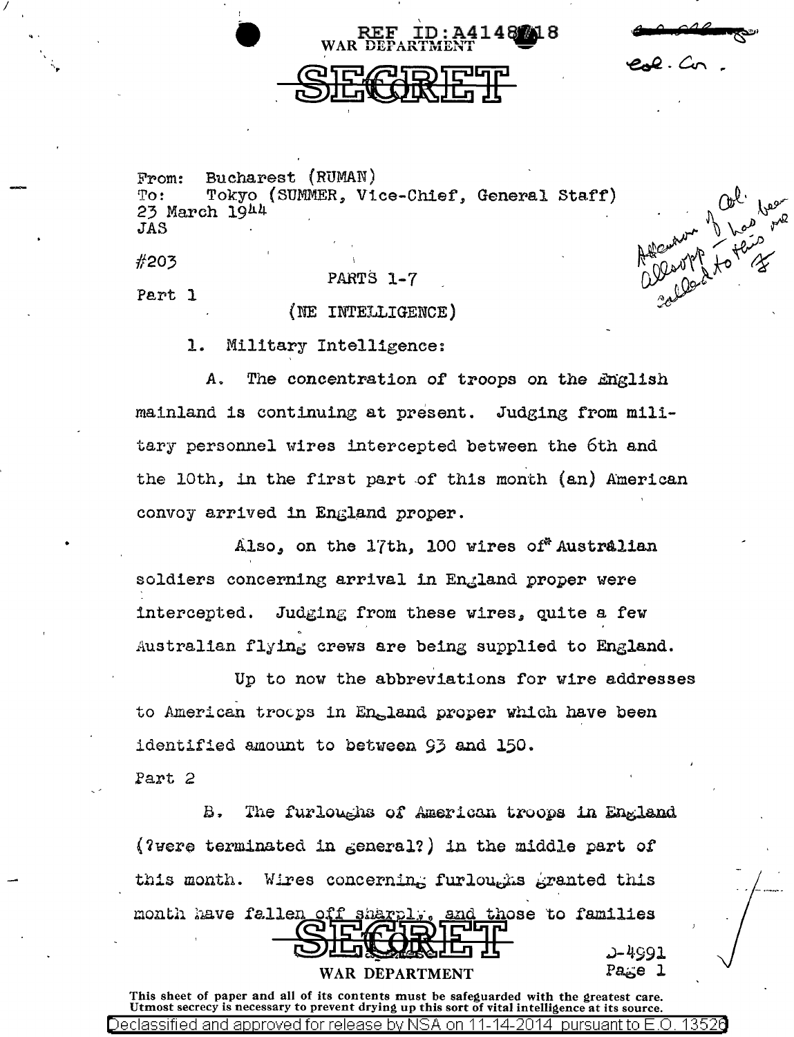WAR DEPARTMENT

SECRET

From: Bucharest (RUMAN)
To: Tokyo (SUMMER, Vice-Chief, General Staff)
23 March 1944
JAS

#203

PARTS 1-7

Part 1

(NE INTELLIGENCE)

1. Military Intelligence:

A. The concentration of troops on the English mainland is continuing at present. Judging from military personnel wires intercepted between the 6th and the 10th, in the first part of this month (an) American convoy arrived in England proper.

Also, on the 17th, 100 wires of* Australian soldiers concerning arrival in England proper were intercepted. Judging from these wires, quite a few Australian flying crews are being supplied to England.

Up to now the abbreviations for wire addresses to American troops in England proper which have been identified amount to between 93 and 150.

Part 2

B. The furloughs of American troops in England (?were terminated in general?) in the middle part of this month. Wires concerning furloughs granted this month have fallen off sharply, and those to families

SECRET

WAR DEPARTMENT

D-4991

This sheet of paper and all of its contents must be safeguarded with the greatest care. Utmost secrecy is necessary to prevent drying up this sort of vital intelligence at its source.

Declassified and approved for release by NSA on 11-14-2014 pursuant to E.O. 13526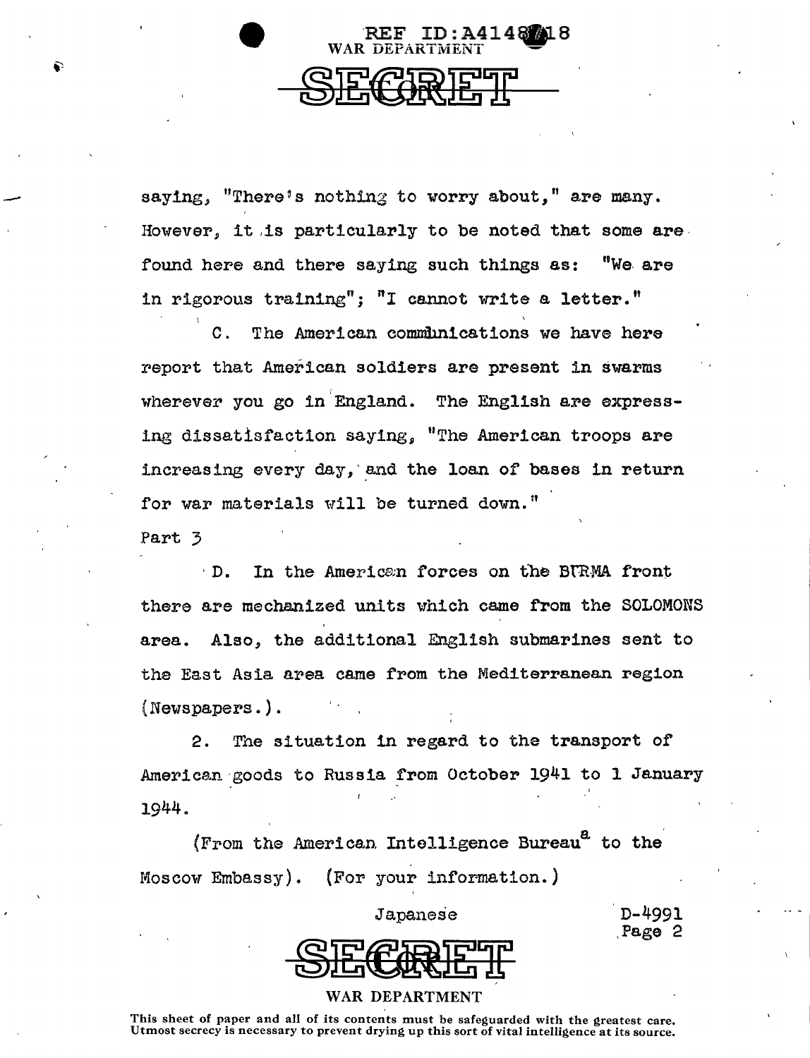saying, "There's nothing to worry about," are many. However, it is particularly to be noted that some are found here and there saying such things as: "We are in rigorous training"; "I cannot write a letter."

C. The American communications we have here report that American soldiers are present in swarms wherever you go in England. The English are expressing dissatisfaction saying, "The American troops are increasing every day, and the loan of bases in return for war materials will be turned down."

Part 3

D. In the American forces on the BURMA front there are mechanized units which came from the SOLOMONS area. Also, the additional English submarines sent to the East Asia area came from the Mediterranean region (Newspapers.).

2. The situation in regard to the transport of American goods to Russia from October 1941 to 1 January 1944.

(From the American Intelligence Bureau[a] to the Moscow Embassy). (For your information.)

Japanese

D-4991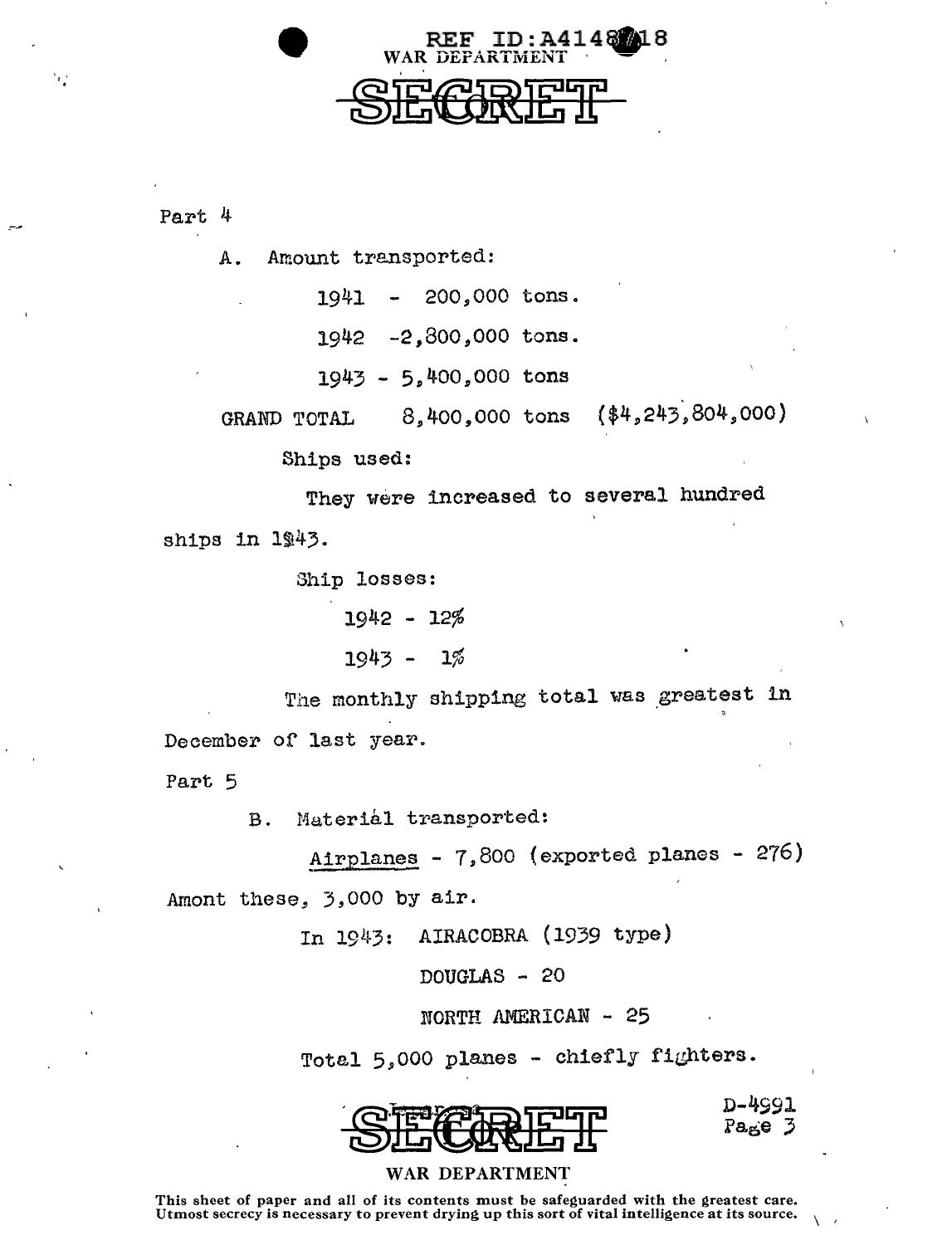Part 4

A. Amount transported:

1941 - 200,000 tons.

1942 -2,800,000 tons.

1943 - 5,400,000 tons

GRAND TOTAL 8,400,000 tons ($4,243,804,000)

Ships used:

They were increased to several hundred ships in 1943.

Ship losses:

1942 - 12%

1943 - 1%

The monthly shipping total was greatest in December of last year.

Part 5

B. Material transported:

Airplanes - 7,800 (exported planes - 276)

Amont these, 3,000 by air.

In 1943: AIRACOBRA (1939 type)

DOUGLAS - 20

NORTH AMERICAN - 25

Total 5,000 planes - chiefly fighters.

D-4991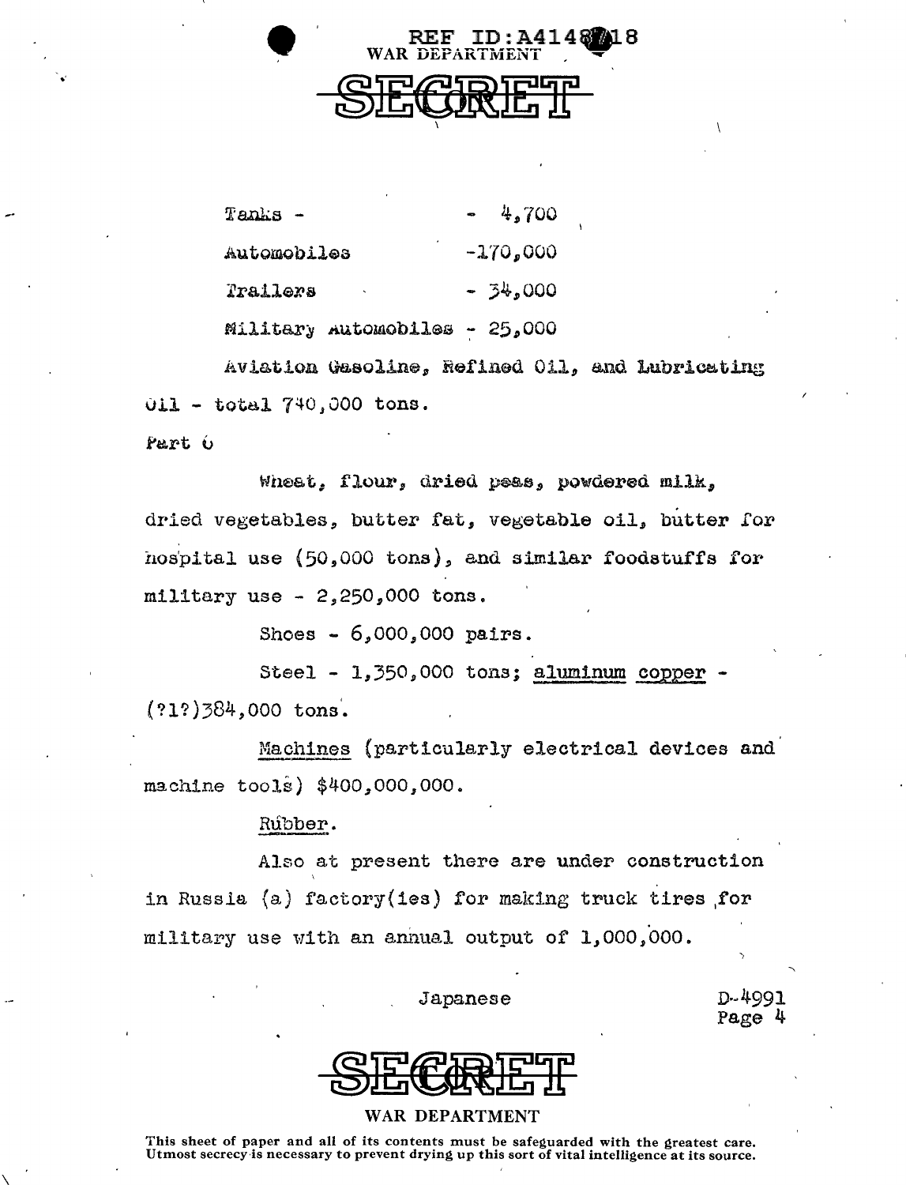Tanks - - 4,700

Automobiles -170,000

Trailers - 34,000

Military Automobiles - 25,000

Aviation Gasoline, Refined Oil, and Lubricating Oil - total 740,000 tons.

Part 6

Wheat, flour, dried peas, powdered milk, dried vegetables, butter fat, vegetable oil, butter for hospital use (50,000 tons), and similar foodstuffs for military use - 2,250,000 tons.

Shoes - 6,000,000 pairs.

Steel - 1,350,000 tons; aluminum copper - (?1?)384,000 tons.

Machines (particularly electrical devices and machine tools) $400,000,000.

Rubber.

Also at present there are under construction in Russia (a) factory(ies) for making truck tires for military use with an annual output of 1,000,000.

Japanese

D-4991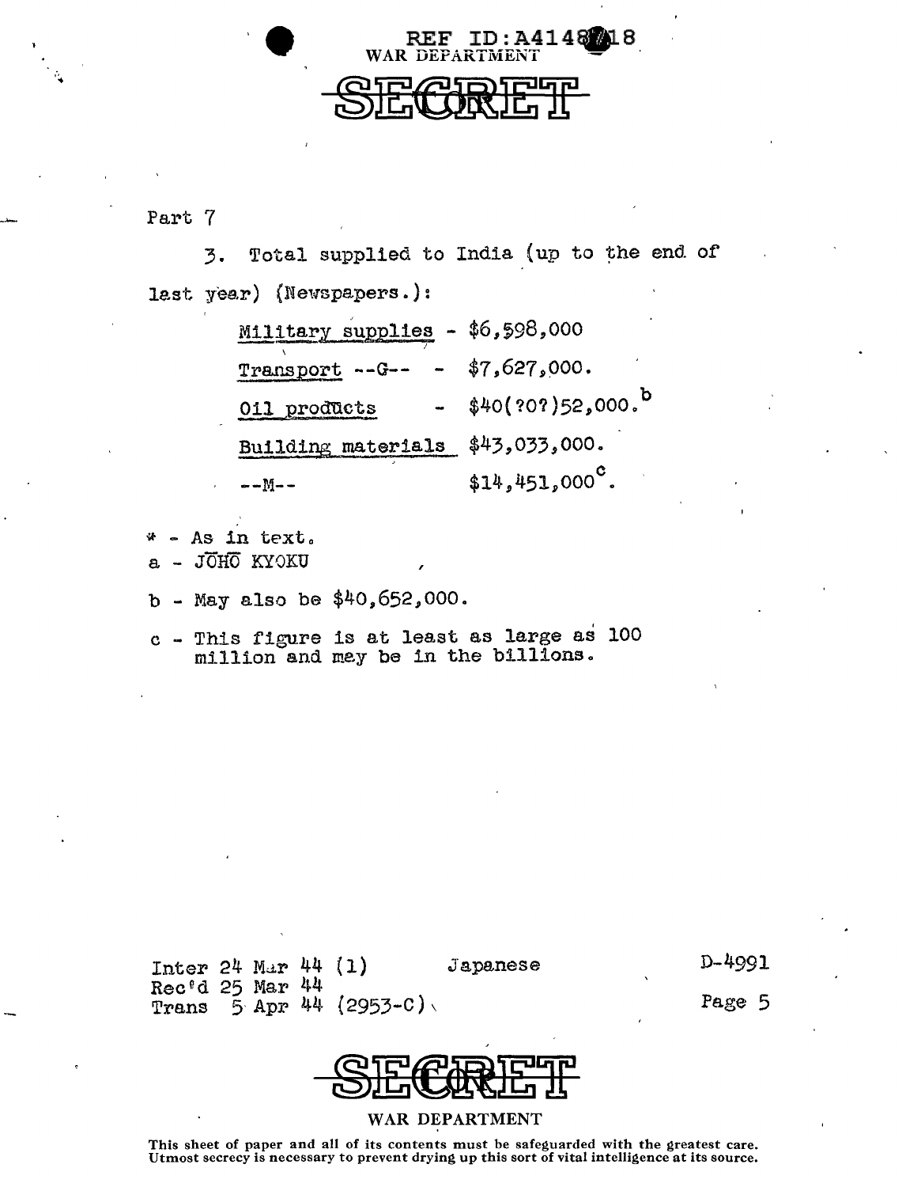REF ID:A4148718
WAR DEPARTMENT

SECRET

Part 7

3. Total supplied to India (up to the end of last year) (Newspapers.):

| | |
|---|---|
| Military supplies - | $6,598,000 |
| Transport --G-- - | $7,627,000. |
| Oil products - | $40(?0?)52,000.[b] |
| Building materials | $43,033,000. |
| --M-- | $14,451,000[c]. |

\* - As in text.

a - JŌHŌ KYOKU

b - May also be $40,652,000.

c - This figure is at least as large as 100 million and may be in the billions.

Inter 24 Mar 44 (1) Japanese D-4991
Rec'd 25 Mar 44
Trans 5 Apr 44 (2953-C)

SECRET

WAR DEPARTMENT

This sheet of paper and all of its contents must be safeguarded with the greatest care. Utmost secrecy is necessary to prevent drying up this sort of vital intelligence at its source.